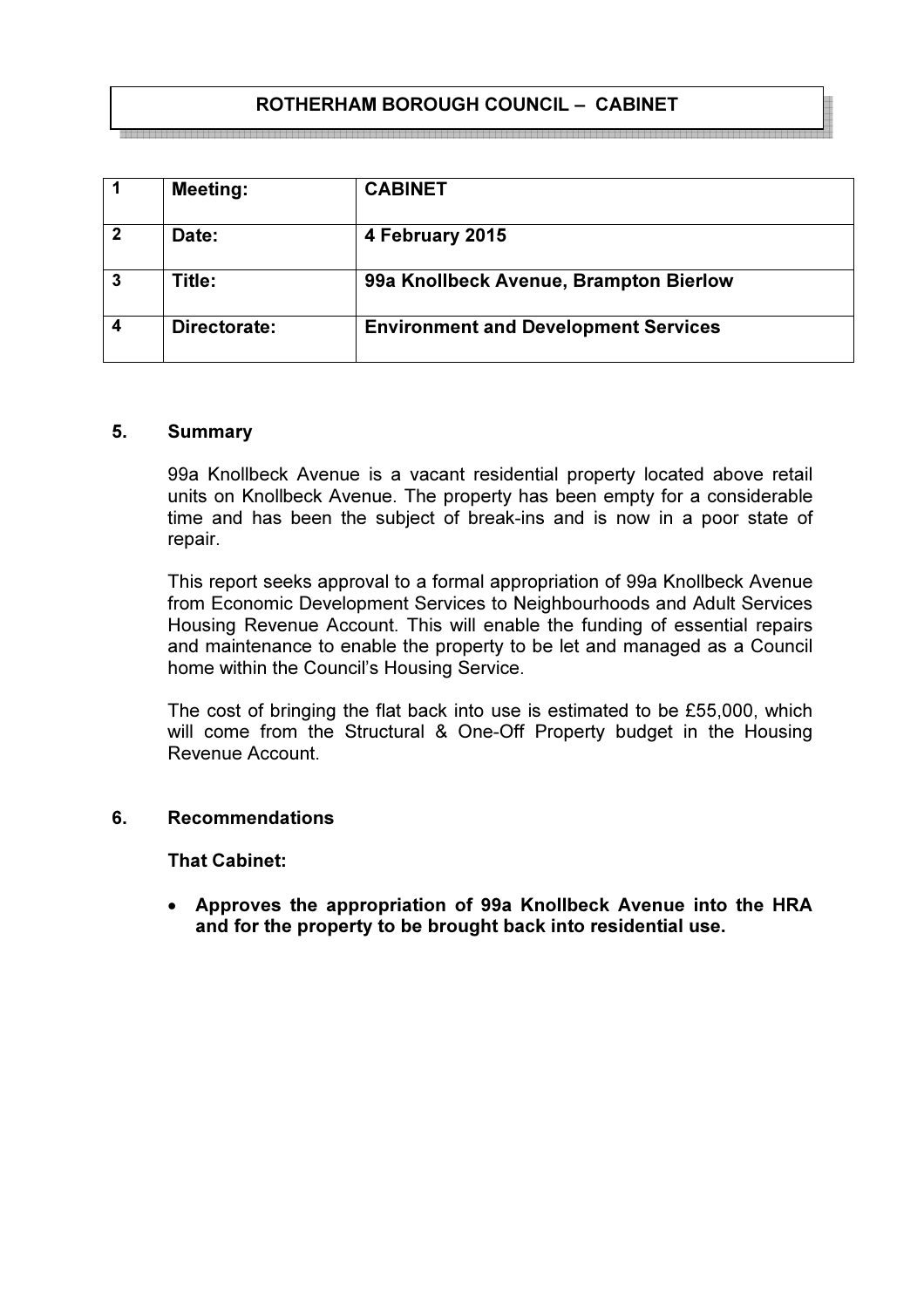# ROTHERHAM BOROUGH COUNCIL – CABINET

| | | |
|---|---|---|
| **1** | **Meeting:** | **CABINET** |
| **2** | **Date:** | **4 February 2015** |
| **3** | **Title:** | **99a Knollbeck Avenue, Brampton Bierlow** |
| **4** | **Directorate:** | **Environment and Development Services** |

## 5. Summary

99a Knollbeck Avenue is a vacant residential property located above retail units on Knollbeck Avenue. The property has been empty for a considerable time and has been the subject of break-ins and is now in a poor state of repair.

This report seeks approval to a formal appropriation of 99a Knollbeck Avenue from Economic Development Services to Neighbourhoods and Adult Services Housing Revenue Account. This will enable the funding of essential repairs and maintenance to enable the property to be let and managed as a Council home within the Council's Housing Service.

The cost of bringing the flat back into use is estimated to be £55,000, which will come from the Structural & One-Off Property budget in the Housing Revenue Account.

## 6. Recommendations

**That Cabinet:**

- **Approves the appropriation of 99a Knollbeck Avenue into the HRA and for the property to be brought back into residential use.**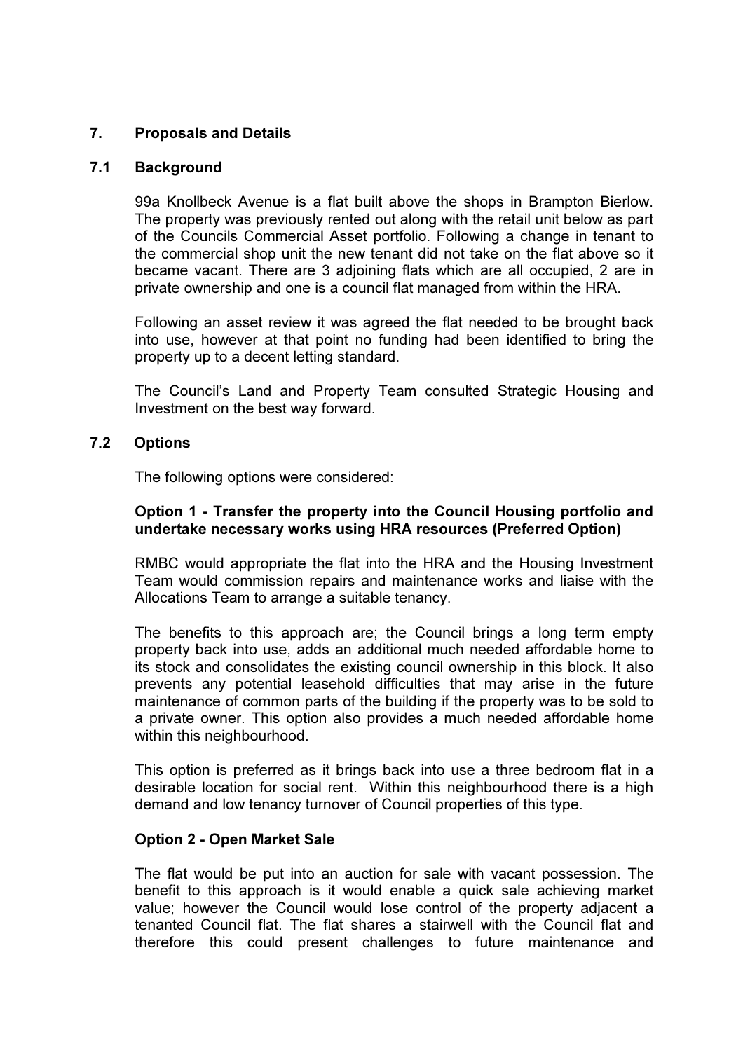## 7. Proposals and Details

### 7.1 Background

99a Knollbeck Avenue is a flat built above the shops in Brampton Bierlow. The property was previously rented out along with the retail unit below as part of the Councils Commercial Asset portfolio. Following a change in tenant to the commercial shop unit the new tenant did not take on the flat above so it became vacant. There are 3 adjoining flats which are all occupied, 2 are in private ownership and one is a council flat managed from within the HRA.

Following an asset review it was agreed the flat needed to be brought back into use, however at that point no funding had been identified to bring the property up to a decent letting standard.

The Council's Land and Property Team consulted Strategic Housing and Investment on the best way forward.

### 7.2 Options

The following options were considered:

**Option 1 - Transfer the property into the Council Housing portfolio and undertake necessary works using HRA resources (Preferred Option)**

RMBC would appropriate the flat into the HRA and the Housing Investment Team would commission repairs and maintenance works and liaise with the Allocations Team to arrange a suitable tenancy.

The benefits to this approach are; the Council brings a long term empty property back into use, adds an additional much needed affordable home to its stock and consolidates the existing council ownership in this block. It also prevents any potential leasehold difficulties that may arise in the future maintenance of common parts of the building if the property was to be sold to a private owner. This option also provides a much needed affordable home within this neighbourhood.

This option is preferred as it brings back into use a three bedroom flat in a desirable location for social rent. Within this neighbourhood there is a high demand and low tenancy turnover of Council properties of this type.

**Option 2 - Open Market Sale**

The flat would be put into an auction for sale with vacant possession. The benefit to this approach is it would enable a quick sale achieving market value; however the Council would lose control of the property adjacent a tenanted Council flat. The flat shares a stairwell with the Council flat and therefore this could present challenges to future maintenance and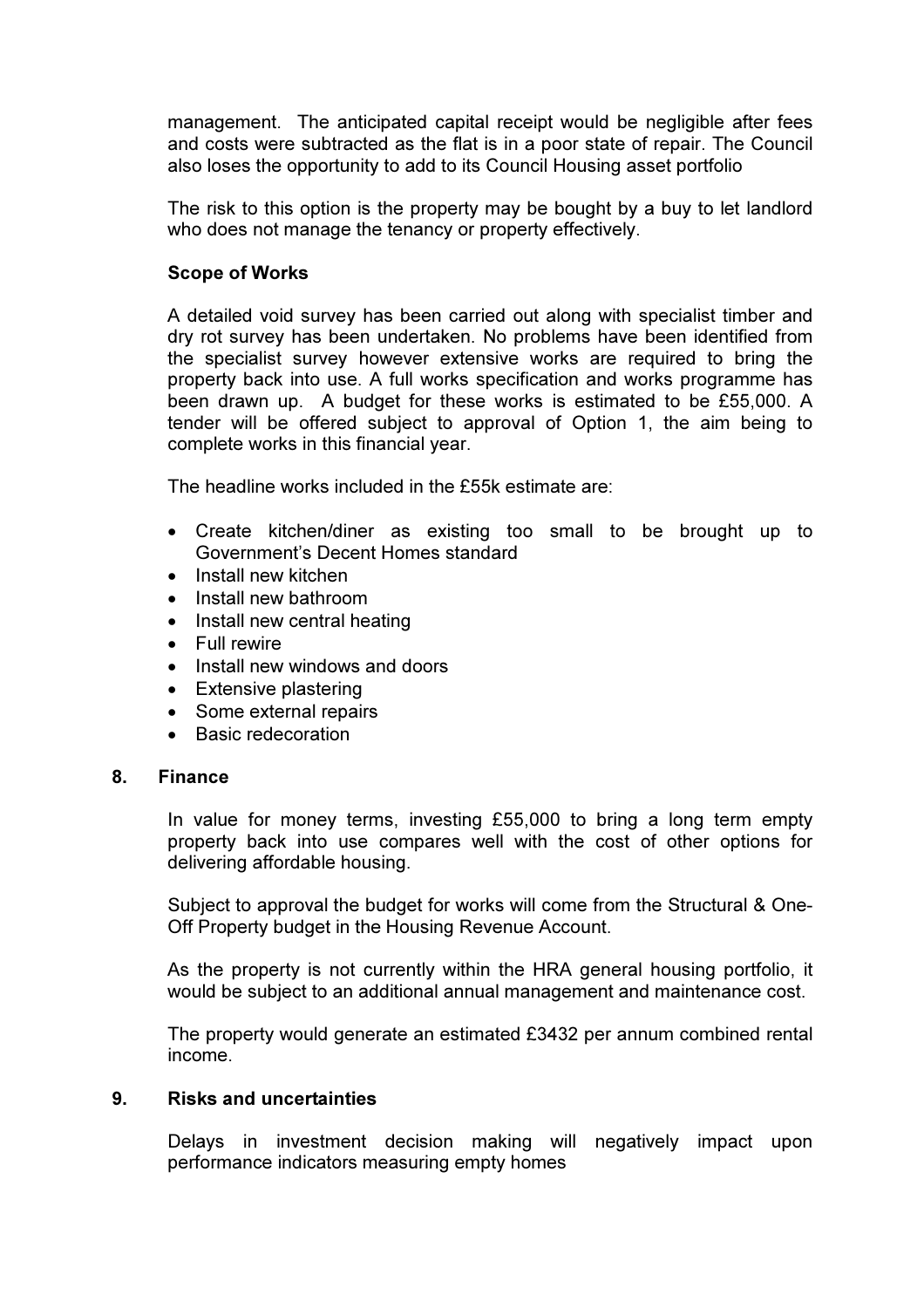management. The anticipated capital receipt would be negligible after fees and costs were subtracted as the flat is in a poor state of repair. The Council also loses the opportunity to add to its Council Housing asset portfolio

The risk to this option is the property may be bought by a buy to let landlord who does not manage the tenancy or property effectively.

**Scope of Works**

A detailed void survey has been carried out along with specialist timber and dry rot survey has been undertaken. No problems have been identified from the specialist survey however extensive works are required to bring the property back into use. A full works specification and works programme has been drawn up. A budget for these works is estimated to be £55,000. A tender will be offered subject to approval of Option 1, the aim being to complete works in this financial year.

The headline works included in the £55k estimate are:

- Create kitchen/diner as existing too small to be brought up to Government's Decent Homes standard
- Install new kitchen
- Install new bathroom
- Install new central heating
- Full rewire
- Install new windows and doors
- Extensive plastering
- Some external repairs
- Basic redecoration

## 8. Finance

In value for money terms, investing £55,000 to bring a long term empty property back into use compares well with the cost of other options for delivering affordable housing.

Subject to approval the budget for works will come from the Structural & One-Off Property budget in the Housing Revenue Account.

As the property is not currently within the HRA general housing portfolio, it would be subject to an additional annual management and maintenance cost.

The property would generate an estimated £3432 per annum combined rental income.

## 9. Risks and uncertainties

Delays in investment decision making will negatively impact upon performance indicators measuring empty homes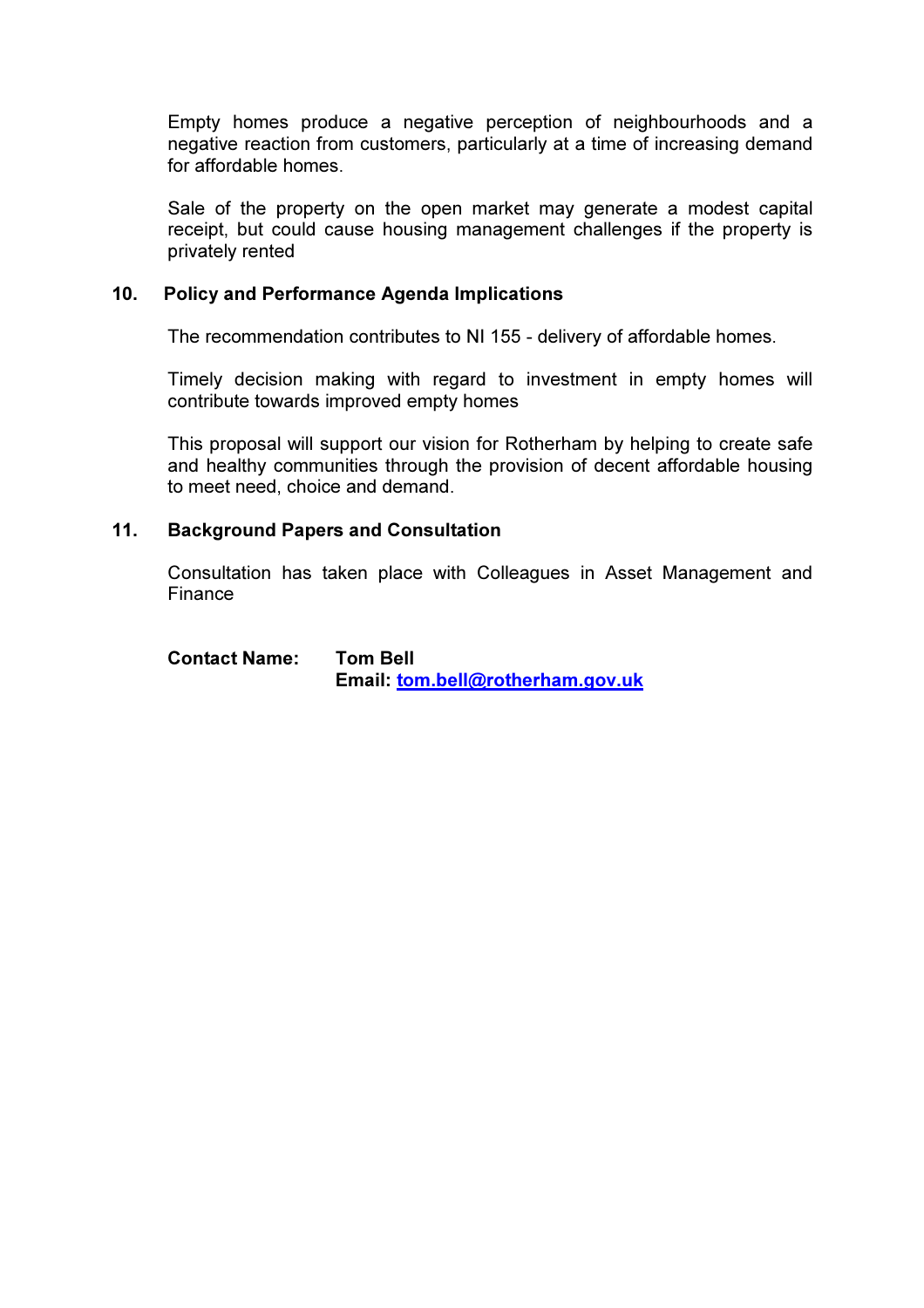Empty homes produce a negative perception of neighbourhoods and a negative reaction from customers, particularly at a time of increasing demand for affordable homes.

Sale of the property on the open market may generate a modest capital receipt, but could cause housing management challenges if the property is privately rented

## 10. Policy and Performance Agenda Implications

The recommendation contributes to NI 155 - delivery of affordable homes.

Timely decision making with regard to investment in empty homes will contribute towards improved empty homes

This proposal will support our vision for Rotherham by helping to create safe and healthy communities through the provision of decent affordable housing to meet need, choice and demand.

## 11. Background Papers and Consultation

Consultation has taken place with Colleagues in Asset Management and Finance

**Contact Name:** **Tom Bell**
**Email: tom.bell@rotherham.gov.uk**